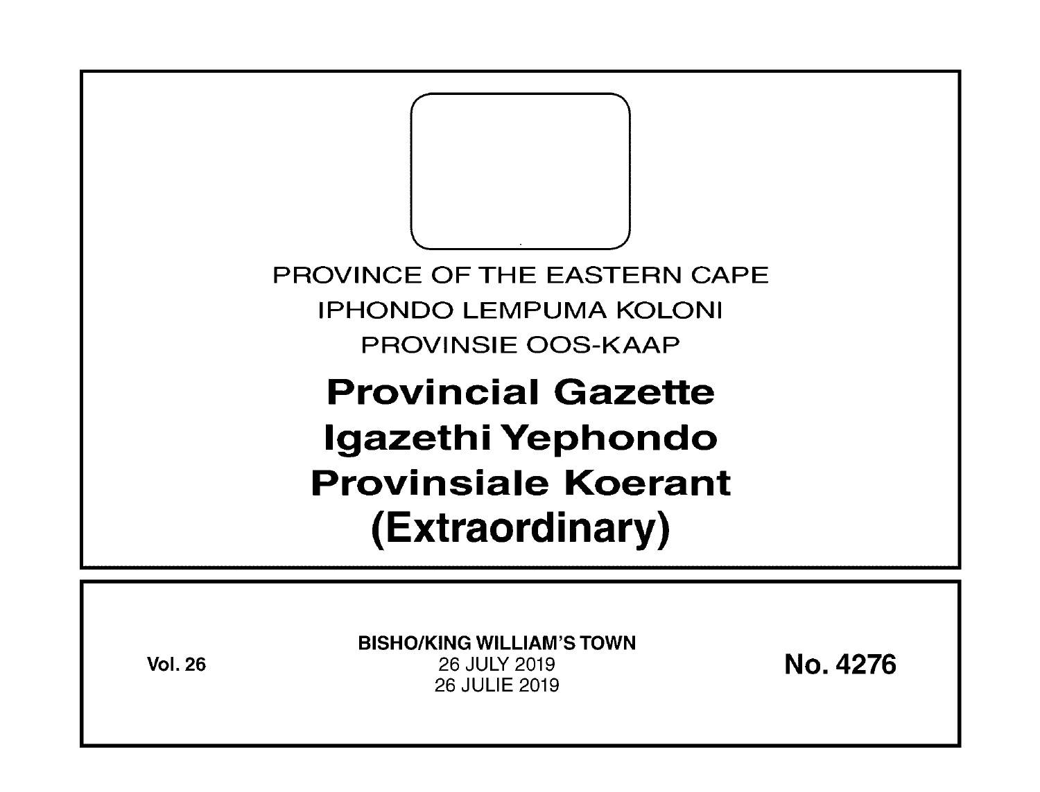PROVINCE OF THE EASTERN CAPE

IPHONDO LEMPUMA KOLONI

PROVINSIE OOS-KAAP

# Provincial Gazette
# Igazethi Yephondo
# Provinsiale Koerant
# (Extraordinary)

**Vol. 26**

**BISHO/KING WILLIAM'S TOWN**

26 JULY 2019

26 JULIE 2019

**No. 4276**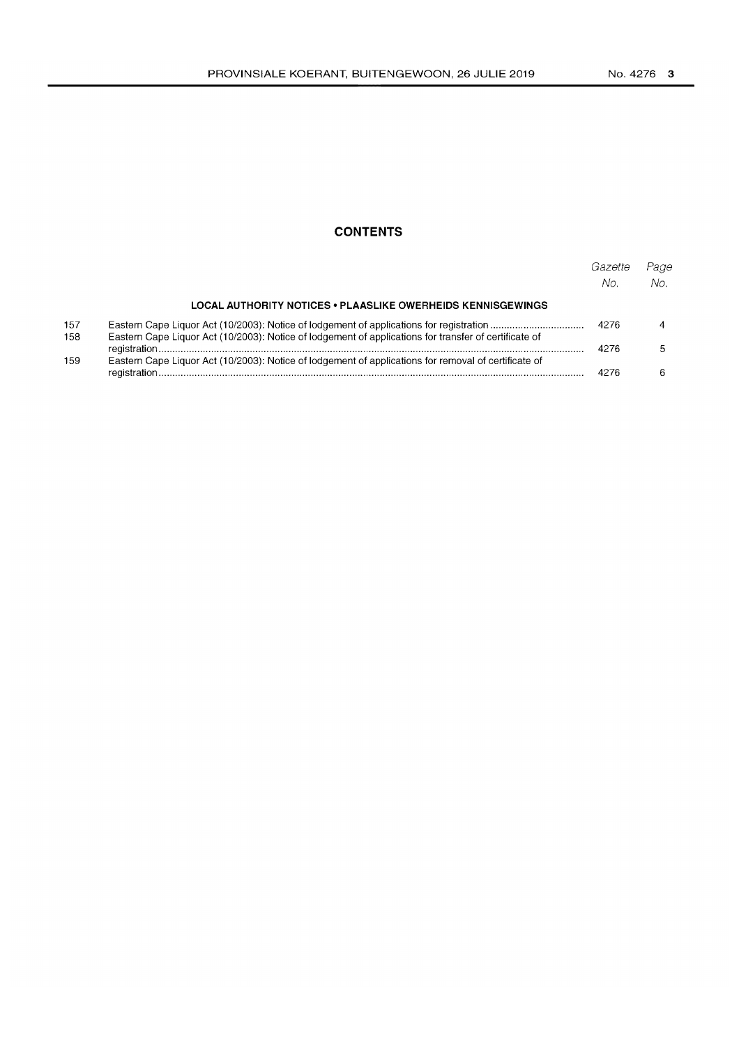## CONTENTS

| | | Gazette No. | Page No. |
|---|---|---|---|
| | **LOCAL AUTHORITY NOTICES • PLAASLIKE OWERHEIDS KENNISGEWINGS** | | |
| 157 | Eastern Cape Liquor Act (10/2003): Notice of lodgement of applications for registration | 4276 | 4 |
| 158 | Eastern Cape Liquor Act (10/2003): Notice of lodgement of applications for transfer of certificate of registration | 4276 | 5 |
| 159 | Eastern Cape Liquor Act (10/2003): Notice of lodgement of applications for removal of certificate of registration | 4276 | 6 |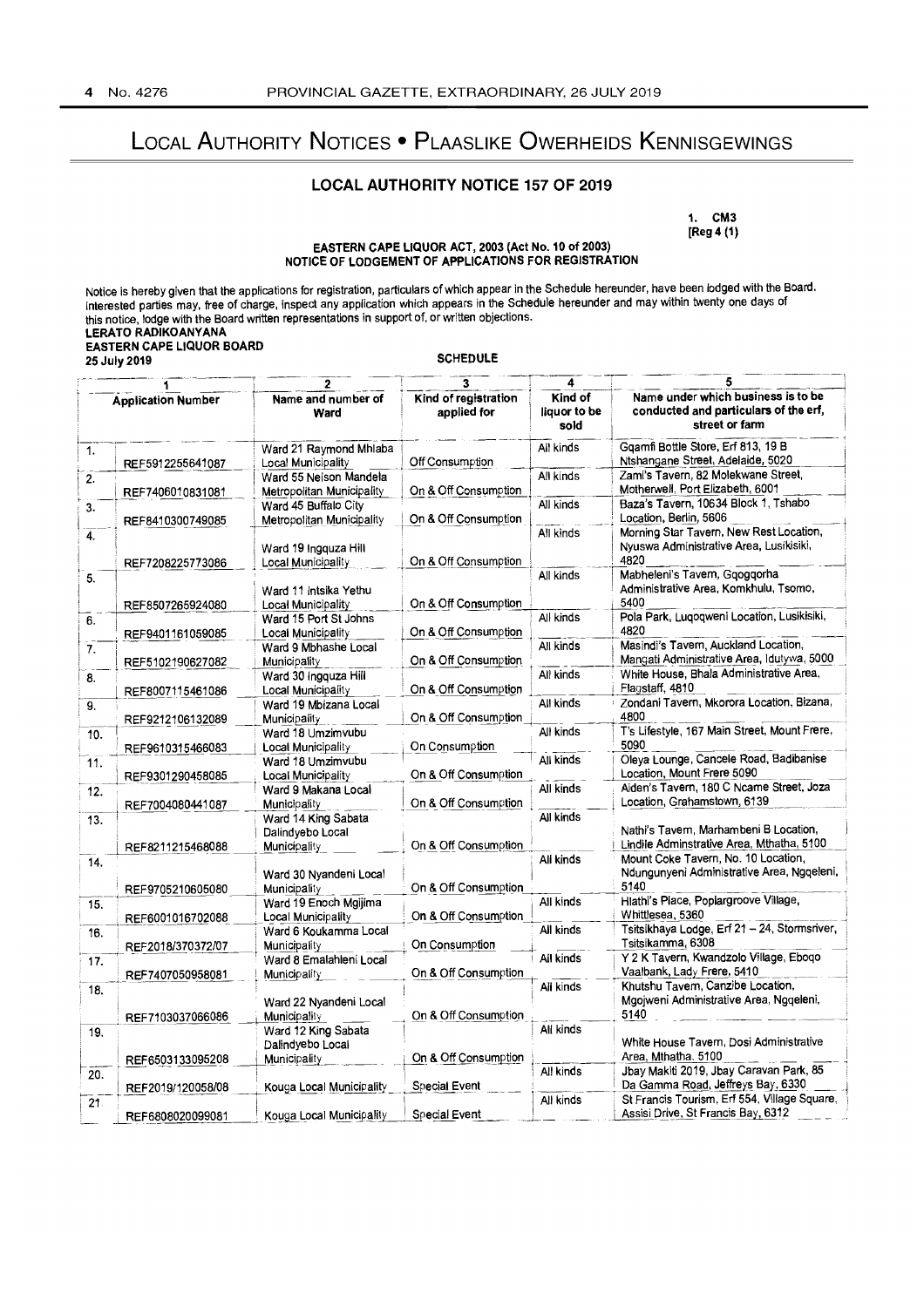# Local Authority Notices • Plaaslike Owerheids Kennisgewings

## LOCAL AUTHORITY NOTICE 157 OF 2019

1. CM3
[Reg 4 (1)

### EASTERN CAPE LIQUOR ACT, 2003 (Act No. 10 of 2003)
### NOTICE OF LODGEMENT OF APPLICATIONS FOR REGISTRATION

Notice is hereby given that the applications for registration, particulars of which appear in the Schedule hereunder, have been lodged with the Board. Interested parties may, free of charge, inspect any application which appears in the Schedule hereunder and may within twenty one days of this notice, lodge with the Board written representations in support of, or written objections.

**LERATO RADIKOANYANA**
**EASTERN CAPE LIQUOR BOARD**
**25 July 2019**

**SCHEDULE**

| 1 | | 2 | 3 | 4 | 5 |
|---|---|---|---|---|---|
| **Application Number** | | **Name and number of Ward** | **Kind of registration applied for** | **Kind of liquor to be sold** | **Name under which business is to be conducted and particulars of the erf, street or farm** |
| 1. | REF5912255641087 | Ward 21 Raymond Mhlaba Local Municipality | Off Consumption | All kinds | Gqamfi Bottle Store, Erf 813, 19 B Ntshangane Street, Adelaide, 5020 |
| 2. | REF7406010831081 | Ward 55 Nelson Mandela Metropolitan Municipality | On & Off Consumption | All kinds | Zami's Tavern, 82 Molekwane Street, Motherwell, Port Elizabeth, 6001 |
| 3. | REF8410300749085 | Ward 45 Buffalo City Metropolitan Municipality | On & Off Consumption | All kinds | Baza's Tavern, 10634 Block 1, Tshabo Location, Berlin, 5606 |
| 4. | REF7208225773086 | Ward 19 Ingquza Hill Local Municipality | On & Off Consumption | All kinds | Morning Star Tavern, New Rest Location, Nyuswa Administrative Area, Lusikisiki, 4820 |
| 5. | REF8507265924080 | Ward 11 Intsika Yethu Local Municipality | On & Off Consumption | All kinds | Mabheleni's Tavern, Gqogqorha Administrative Area, Komkhulu, Tsomo, 5400 |
| 6. | REF9401161059085 | Ward 15 Port St Johns Local Municipality | On & Off Consumption | All kinds | Pola Park, Luqoqweni Location, Lusikisiki, 4820 |
| 7. | REF5102190627082 | Ward 9 Mbhashe Local Municipality | On & Off Consumption | All kinds | Masindi's Tavern, Auckland Location, Mangati Administrative Area, Idutywa, 5000 |
| 8. | REF8007115461086 | Ward 30 Ingquza Hill Local Municipality | On & Off Consumption | All kinds | White House, Bhala Administrative Area, Flagstaff, 4810 |
| 9. | REF9212106132089 | Ward 19 Mbizana Local Municipality | On & Off Consumption | All kinds | Zondani Tavern, Mkorora Location, Bizana, 4800 |
| 10. | REF9610315466083 | Ward 18 Umzimvubu Local Municipality | On Consumption | All kinds | T's Lifestyle, 167 Main Street, Mount Frere, 5090 |
| 11. | REF9301290458085 | Ward 18 Umzimvubu Local Municipality | On & Off Consumption | All kinds | Oleya Lounge, Cancele Road, Badibanise Location, Mount Frere 5090 |
| 12. | REF7004080441087 | Ward 9 Makana Local Municipality | On & Off Consumption | All kinds | Aiden's Tavern, 180 C Ncame Street, Joza Location, Grahamstown, 6139 |
| 13. | REF8211215468088 | Ward 14 King Sabata Dalindyebo Local Municipality | On & Off Consumption | All kinds | Nathi's Tavern, Marhambeni B Location, Lindile Adminstrative Area, Mthatha, 5100 |
| 14. | REF9705210605080 | Ward 30 Nyandeni Local Municipality | On & Off Consumption | All kinds | Mount Coke Tavern, No. 10 Location, Ndungunyeni Administrative Area, Ngqeleni, 5140 |
| 15. | REF6001016702088 | Ward 19 Enoch Mgijima Local Municipality | On & Off Consumption | All kinds | Hlathi's Place, Poplargroove Village, Whittlesea, 5360 |
| 16. | REF2018/370372/07 | Ward 6 Koukamma Local Municipality | On Consumption | All kinds | Tsitsikhaya Lodge, Erf 21 – 24, Stormsriver, Tsitsikamma, 6308 |
| 17. | REF7407050958081 | Ward 8 Emalahleni Local Municipality | On & Off Consumption | All kinds | Y 2 K Tavern, Kwandzolo Village, Eboqo Vaalbank, Lady Frere, 5410 |
| 18. | REF7103037066086 | Ward 22 Nyandeni Local Municipality | On & Off Consumption | All kinds | Khutshu Tavern, Canzibe Location, Mgojweni Administrative Area, Ngqeleni, 5140 |
| 19. | REF6503133095208 | Ward 12 King Sabata Dalindyebo Local Municipality | On & Off Consumption | All kinds | White House Tavern, Dosi Administrative Area, Mthatha, 5100 |
| 20. | REF2019/120058/08 | Kouga Local Municipality | Special Event | All kinds | Jbay Makiti 2019, Jbay Caravan Park, 85 Da Gamma Road, Jeffreys Bay, 6330 |
| 21 | REF6808020099081 | Kouga Local Municipality | Special Event | All kinds | St Francis Tourism, Erf 554, Village Square, Assisi Drive, St Francis Bay, 6312 |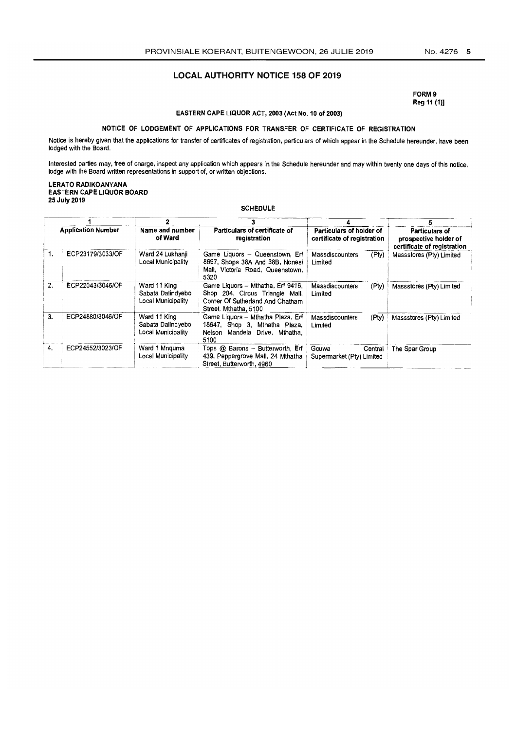## LOCAL AUTHORITY NOTICE 158 OF 2019

**FORM 9**
**Reg 11 (1)]**

**EASTERN CAPE LIQUOR ACT, 2003 (Act No. 10 of 2003)**

**NOTICE OF LODGEMENT OF APPLICATIONS FOR TRANSFER OF CERTIFICATE OF REGISTRATION**

Notice is hereby given that the applications for transfer of certificates of registration, particulars of which appear in the Schedule hereunder, have been lodged with the Board.

Interested parties may, free of charge, inspect any application which appears in the Schedule hereunder and may within twenty one days of this notice, lodge with the Board written representations in support of, or written objections.

**LERATO RADIKOANYANA**
**EASTERN CAPE LIQUOR BOARD**
**25 July 2019**

**SCHEDULE**

| 1 | | 2 | 3 | 4 | 5 |
|---|---|---|---|---|---|
| **Application Number** | | **Name and number of Ward** | **Particulars of certificate of registration** | **Particulars of holder of certificate of registration** | **Particulars of prospective holder of certificate of registration** |
| 1. | ECP23179/3033/OF | Ward 24 Lukhanji Local Municipality | Game Liquors – Queenstown, Erf 8697, Shops 38A And 38B, Nonesi Mall, Victoria Road, Queenstown, 5320 | Massdiscounters (Pty) Limited | Massstores (Pty) Limited |
| 2. | ECP22043/3046/OF | Ward 11 King Sabata Dalindyebo Local Municipality | Game Liquors – Mthatha, Erf 9416, Shop 204, Circus Triangle Mall, Corner Of Sutherland And Chatham Street. Mthatha, 5100 | Massdiscounters (Pty) Limited | Massstores (Pty) Limited |
| 3. | ECP24880/3046/OF | Ward 11 King Sabata Dalindyebo Local Municipality | Game Liquors – Mthatha Plaza, Erf 18647, Shop 3, Mthatha Plaza, Nelson Mandela Drive, Mthatha, 5100 | Massdiscounters (Pty) Limited | Massstores (Pty) Limited |
| 4. | ECP24552/3023/OF | Ward 1 Mnquma Local Municipality | Tops @ Barons – Butterworth, Erf 439, Peppergrove Mall, 24 Mthatha Street, Butterworth, 4960 | Gcuwa Central Supermarket (Pty) Limited | The Spar Group |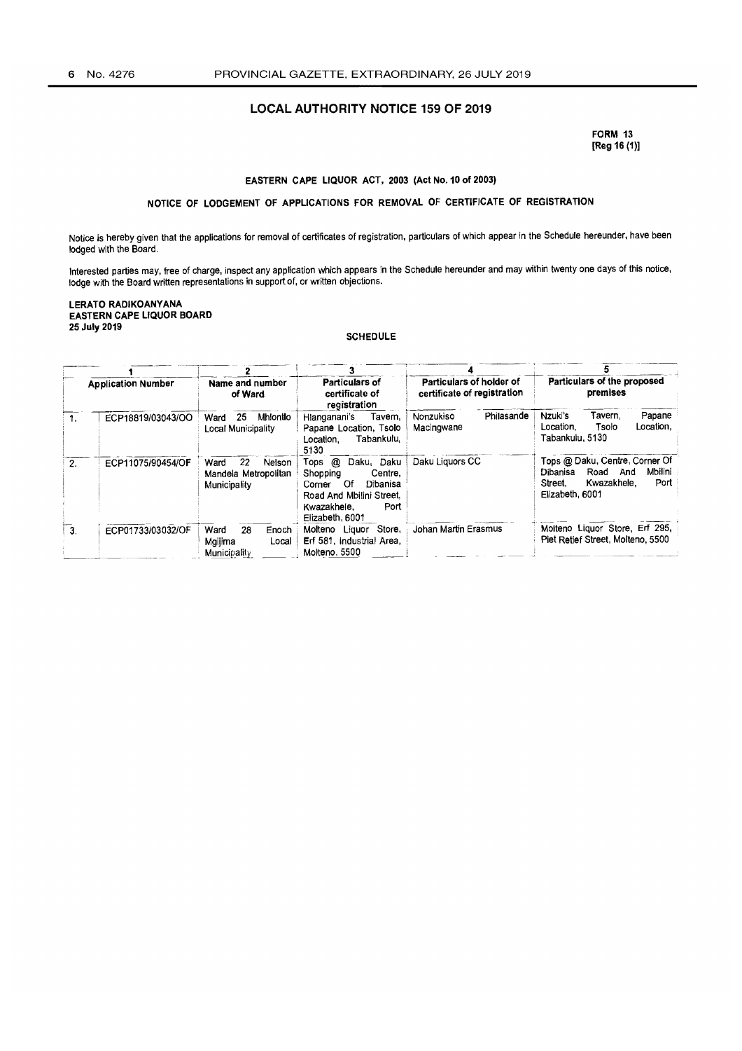## LOCAL AUTHORITY NOTICE 159 OF 2019

**FORM 13**
**[Reg 16 (1)]**

**EASTERN CAPE LIQUOR ACT, 2003 (Act No. 10 of 2003)**

**NOTICE OF LODGEMENT OF APPLICATIONS FOR REMOVAL OF CERTIFICATE OF REGISTRATION**

Notice is hereby given that the applications for removal of certificates of registration, particulars of which appear in the Schedule hereunder, have been lodged with the Board.

Interested parties may, free of charge, inspect any application which appears in the Schedule hereunder and may within twenty one days of this notice, lodge with the Board written representations in support of, or written objections.

**LERATO RADIKOANYANA**
**EASTERN CAPE LIQUOR BOARD**
**25 July 2019**

**SCHEDULE**

| | 1 | 2 | 3 | 4 | 5 |
|---|---|---|---|---|---|
| | **Application Number** | **Name and number of Ward** | **Particulars of certificate of registration** | **Particulars of holder of certificate of registration** | **Particulars of the proposed premises** |
| 1. | ECP18819/03043/OO | Ward 25 Mhlontlo Local Municipality | Hlanganani's Tavern, Papane Location, Tsolo Location, Tabankulu, 5130 | Nonzukiso Philasande Macingwane | Nzuki's Tavern, Papane Location, Tsolo Location, Tabankulu, 5130 |
| 2. | ECP11075/90454/OF | Ward 22 Nelson Mandela Metropolitan Municipality | Tops @ Daku, Daku Shopping Centre, Corner Of Dibanisa Road And Mbilini Street, Kwazakhele, Port Elizabeth, 6001 | Daku Liquors CC | Tops @ Daku, Centre, Corner Of Dibanisa Road And Mbilini Street, Kwazakhele, Port Elizabeth, 6001 |
| 3. | ECP01733/03032/OF | Ward 28 Enoch Mgijima Local Municipality | Molteno Liquor Store, Erf 581, Industrial Area, Molteno. 5500 | Johan Martin Erasmus | Molteno Liquor Store, Erf 295, Piet Retief Street, Molteno, 5500 |